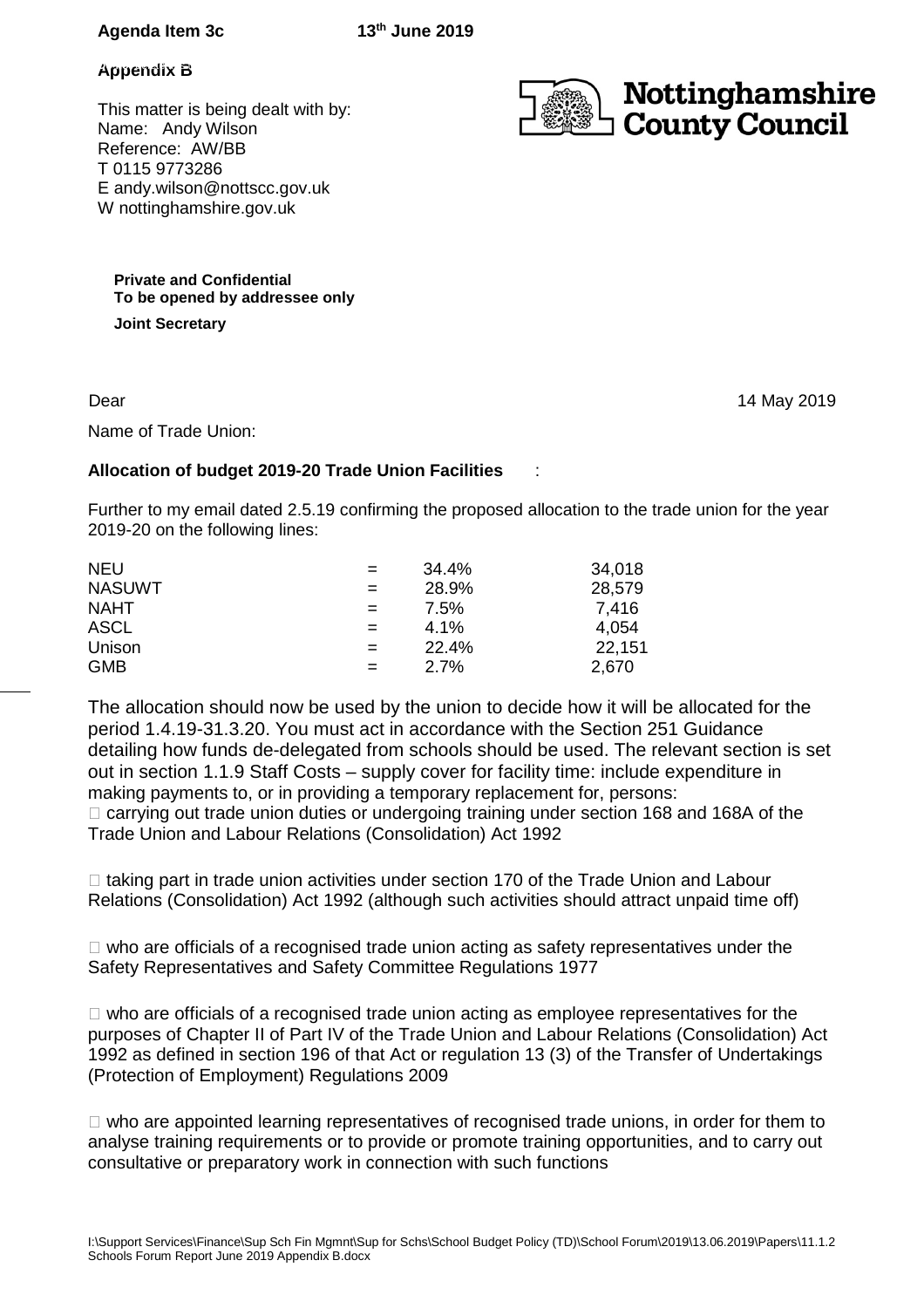**Agenda Item 3c** **13th June 2019**

**Appendix B**

This matter is being dealt with by:
Name: Andy Wilson
Reference: AW/BB
T 0115 9773286
E andy.wilson@nottscc.gov.uk
W nottinghamshire.gov.uk

**Nottinghamshire County Council**

**Private and Confidential**
**To be opened by addressee only**

**Joint Secretary**

Dear 14 May 2019

Name of Trade Union:

**Allocation of budget 2019-20 Trade Union Facilities** :

Further to my email dated 2.5.19 confirming the proposed allocation to the trade union for the year 2019-20 on the following lines:

| | | | |
|---|---|---|---|
| NEU | = | 34.4% | 34,018 |
| NASUWT | = | 28.9% | 28,579 |
| NAHT | = | 7.5% | 7,416 |
| ASCL | = | 4.1% | 4,054 |
| Unison | = | 22.4% | 22,151 |
| GMB | = | 2.7% | 2,670 |

The allocation should now be used by the union to decide how it will be allocated for the period 1.4.19-31.3.20. You must act in accordance with the Section 251 Guidance detailing how funds de-delegated from schools should be used. The relevant section is set out in section 1.1.9 Staff Costs – supply cover for facility time: include expenditure in making payments to, or in providing a temporary replacement for, persons:

- carrying out trade union duties or undergoing training under section 168 and 168A of the Trade Union and Labour Relations (Consolidation) Act 1992

- taking part in trade union activities under section 170 of the Trade Union and Labour Relations (Consolidation) Act 1992 (although such activities should attract unpaid time off)

- who are officials of a recognised trade union acting as safety representatives under the Safety Representatives and Safety Committee Regulations 1977

- who are officials of a recognised trade union acting as employee representatives for the purposes of Chapter II of Part IV of the Trade Union and Labour Relations (Consolidation) Act 1992 as defined in section 196 of that Act or regulation 13 (3) of the Transfer of Undertakings (Protection of Employment) Regulations 2009

- who are appointed learning representatives of recognised trade unions, in order for them to analyse training requirements or to provide or promote training opportunities, and to carry out consultative or preparatory work in connection with such functions

I:\Support Services\Finance\Sup Sch Fin Mgmnt\Sup for Schs\School Budget Policy (TD)\School Forum\2019\13.06.2019\Papers\11.1.2 Schools Forum Report June 2019 Appendix B.docx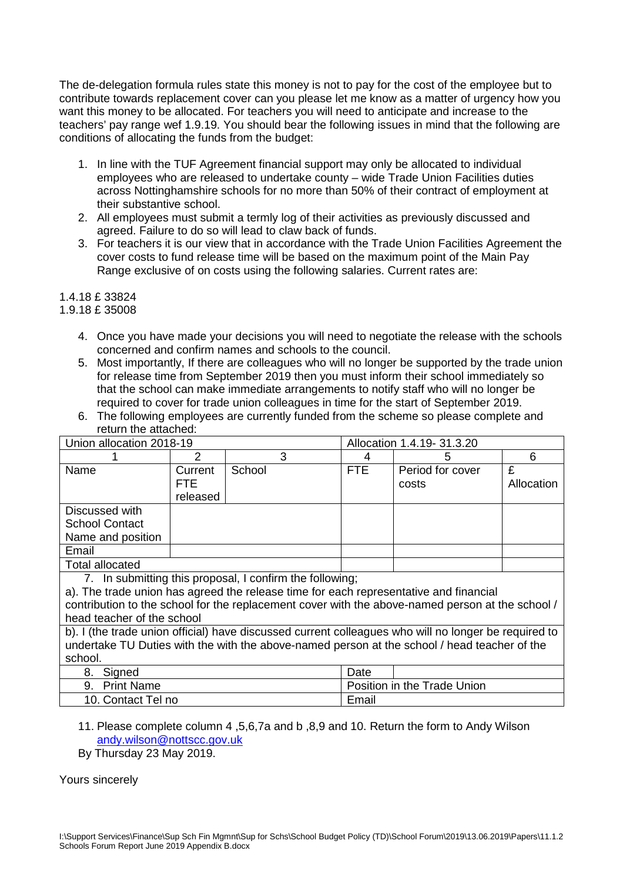The de-delegation formula rules state this money is not to pay for the cost of the employee but to contribute towards replacement cover can you please let me know as a matter of urgency how you want this money to be allocated. For teachers you will need to anticipate and increase to the teachers' pay range wef 1.9.19. You should bear the following issues in mind that the following are conditions of allocating the funds from the budget:

1. In line with the TUF Agreement financial support may only be allocated to individual employees who are released to undertake county – wide Trade Union Facilities duties across Nottinghamshire schools for no more than 50% of their contract of employment at their substantive school.
2. All employees must submit a termly log of their activities as previously discussed and agreed. Failure to do so will lead to claw back of funds.
3. For teachers it is our view that in accordance with the Trade Union Facilities Agreement the cover costs to fund release time will be based on the maximum point of the Main Pay Range exclusive of on costs using the following salaries. Current rates are:

1.4.18 £ 33824
1.9.18 £ 35008

4. Once you have made your decisions you will need to negotiate the release with the schools concerned and confirm names and schools to the council.
5. Most importantly, If there are colleagues who will no longer be supported by the trade union for release time from September 2019 then you must inform their school immediately so that the school can make immediate arrangements to notify staff who will no longer be required to cover for trade union colleagues in time for the start of September 2019.
6. The following employees are currently funded from the scheme so please complete and return the attached:

| Union allocation 2018-19 | | | Allocation 1.4.19- 31.3.20 | | |
|---|---|---|---|---|---|
| 1 | 2 | 3 | 4 | 5 | 6 |
| Name | Current FTE released | School | FTE | Period for cover costs | £ Allocation |
| Discussed with School Contact Name and position | | | | | |
| Email | | | | | |
| Total allocated | | | | | |
| 7. In submitting this proposal, I confirm the following; a). The trade union has agreed the release time for each representative and financial contribution to the school for the replacement cover with the above-named person at the school / head teacher of the school | | | | | |
| b). I (the trade union official) have discussed current colleagues who will no longer be required to undertake TU Duties with the with the above-named person at the school / head teacher of the school. | | | | | |
| 8. Signed | | | Date | | |
| 9. Print Name | | | Position in the Trade Union | | |
| 10. Contact Tel no | | | Email | | |

11. Please complete column 4 ,5,6,7a and b ,8,9 and 10. Return the form to Andy Wilson andy.wilson@nottscc.gov.uk

By Thursday 23 May 2019.

Yours sincerely

I:\Support Services\Finance\Sup Sch Fin Mgmnt\Sup for Schs\School Budget Policy (TD)\School Forum\2019\13.06.2019\Papers\11.1.2 Schools Forum Report June 2019 Appendix B.docx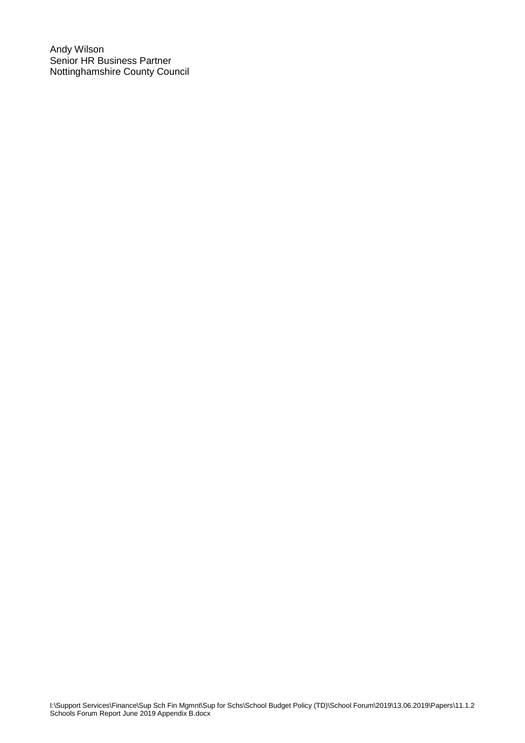Andy Wilson
Senior HR Business Partner
Nottinghamshire County Council